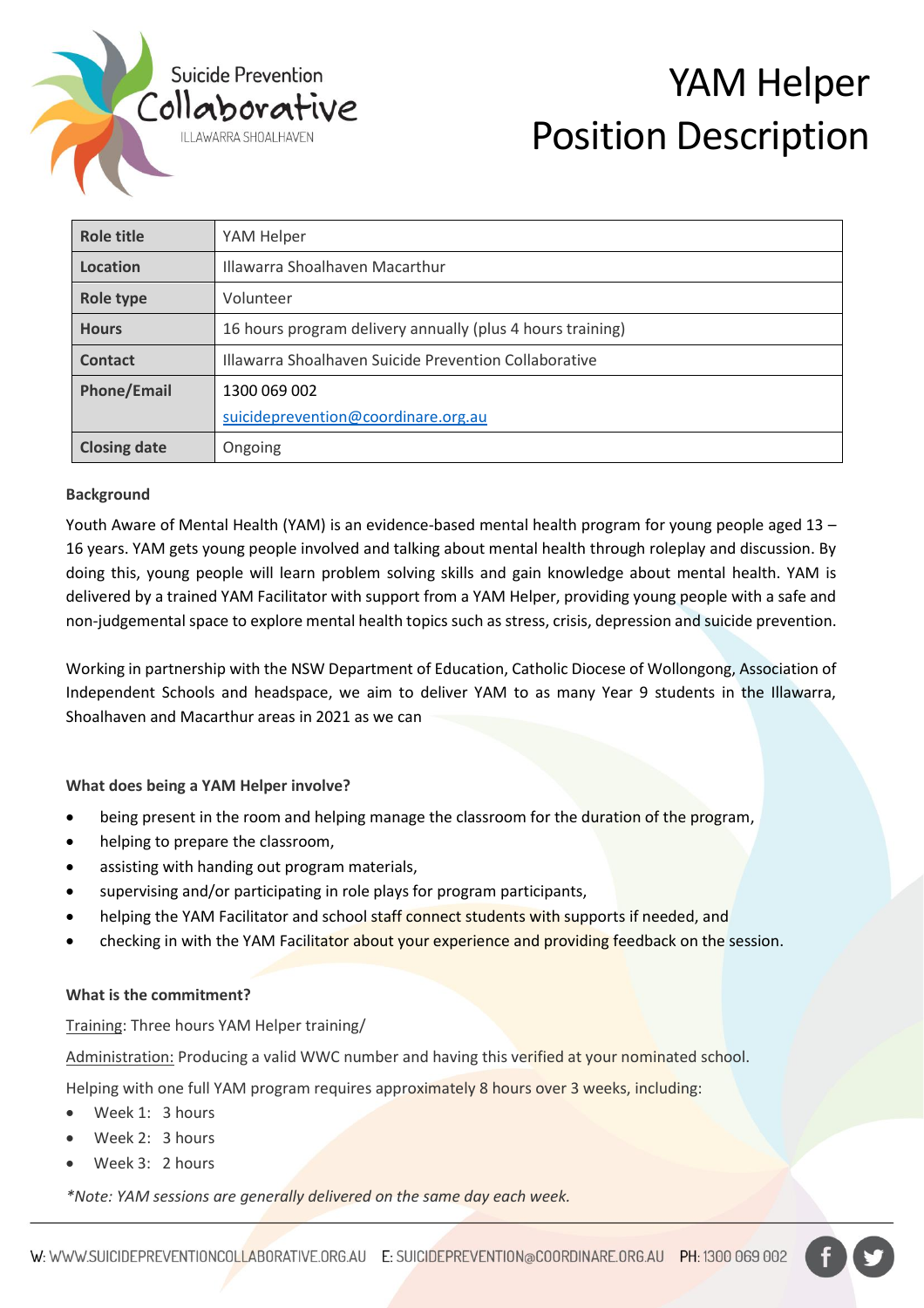Suicide Prevention Collaborative
ILLAWARRA SHOALHAVEN

# YAM Helper Position Description

| Role title | YAM Helper |
|---|---|
| Location | Illawarra Shoalhaven Macarthur |
| Role type | Volunteer |
| Hours | 16 hours program delivery annually (plus 4 hours training) |
| Contact | Illawarra Shoalhaven Suicide Prevention Collaborative |
| Phone/Email | 1300 069 002<br>suicideprevention@coordinare.org.au |
| Closing date | Ongoing |

**Background**

Youth Aware of Mental Health (YAM) is an evidence-based mental health program for young people aged 13 – 16 years. YAM gets young people involved and talking about mental health through roleplay and discussion. By doing this, young people will learn problem solving skills and gain knowledge about mental health. YAM is delivered by a trained YAM Facilitator with support from a YAM Helper, providing young people with a safe and non-judgemental space to explore mental health topics such as stress, crisis, depression and suicide prevention.

Working in partnership with the NSW Department of Education, Catholic Diocese of Wollongong, Association of Independent Schools and headspace, we aim to deliver YAM to as many Year 9 students in the Illawarra, Shoalhaven and Macarthur areas in 2021 as we can

**What does being a YAM Helper involve?**

- being present in the room and helping manage the classroom for the duration of the program,
- helping to prepare the classroom,
- assisting with handing out program materials,
- supervising and/or participating in role plays for program participants,
- helping the YAM Facilitator and school staff connect students with supports if needed, and
- checking in with the YAM Facilitator about your experience and providing feedback on the session.

**What is the commitment?**

Training: Three hours YAM Helper training/

Administration: Producing a valid WWC number and having this verified at your nominated school.

Helping with one full YAM program requires approximately 8 hours over 3 weeks, including:

- Week 1: 3 hours
- Week 2: 3 hours
- Week 3: 2 hours

*\*Note: YAM sessions are generally delivered on the same day each week.*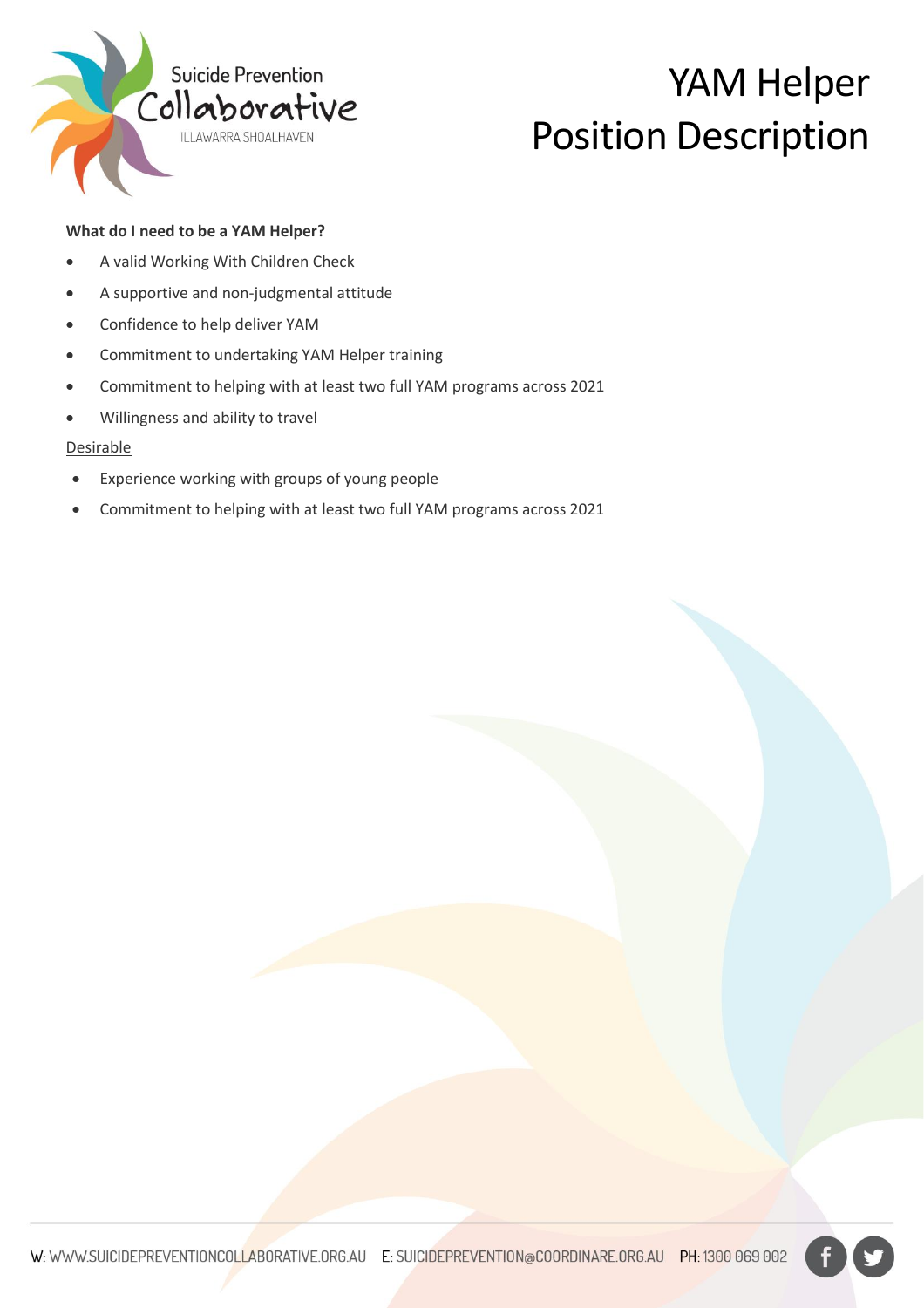# YAM Helper Position Description

**What do I need to be a YAM Helper?**

- A valid Working With Children Check
- A supportive and non-judgmental attitude
- Confidence to help deliver YAM
- Commitment to undertaking YAM Helper training
- Commitment to helping with at least two full YAM programs across 2021
- Willingness and ability to travel

Desirable

- Experience working with groups of young people
- Commitment to helping with at least two full YAM programs across 2021